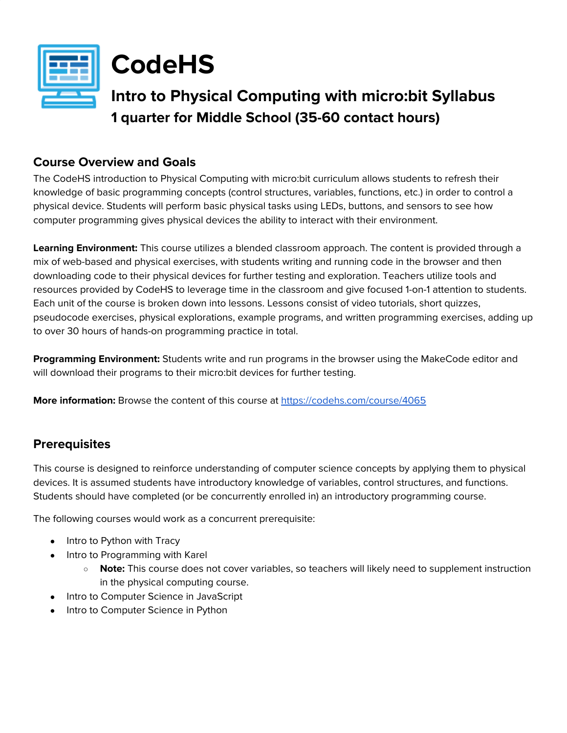# CodeHS

## Intro to Physical Computing with micro:bit Syllabus

### 1 quarter for Middle School (35-60 contact hours)

## Course Overview and Goals

The CodeHS introduction to Physical Computing with micro:bit curriculum allows students to refresh their knowledge of basic programming concepts (control structures, variables, functions, etc.) in order to control a physical device. Students will perform basic physical tasks using LEDs, buttons, and sensors to see how computer programming gives physical devices the ability to interact with their environment.

**Learning Environment:** This course utilizes a blended classroom approach. The content is provided through a mix of web-based and physical exercises, with students writing and running code in the browser and then downloading code to their physical devices for further testing and exploration. Teachers utilize tools and resources provided by CodeHS to leverage time in the classroom and give focused 1-on-1 attention to students. Each unit of the course is broken down into lessons. Lessons consist of video tutorials, short quizzes, pseudocode exercises, physical explorations, example programs, and written programming exercises, adding up to over 30 hours of hands-on programming practice in total.

**Programming Environment:** Students write and run programs in the browser using the MakeCode editor and will download their programs to their micro:bit devices for further testing.

**More information:** Browse the content of this course at [https://codehs.com/course/4065](https://codehs.com/course/4065)

## Prerequisites

This course is designed to reinforce understanding of computer science concepts by applying them to physical devices. It is assumed students have introductory knowledge of variables, control structures, and functions. Students should have completed (or be concurrently enrolled in) an introductory programming course.

The following courses would work as a concurrent prerequisite:

- Intro to Python with Tracy
- Intro to Programming with Karel
  - **Note:** This course does not cover variables, so teachers will likely need to supplement instruction in the physical computing course.
- Intro to Computer Science in JavaScript
- Intro to Computer Science in Python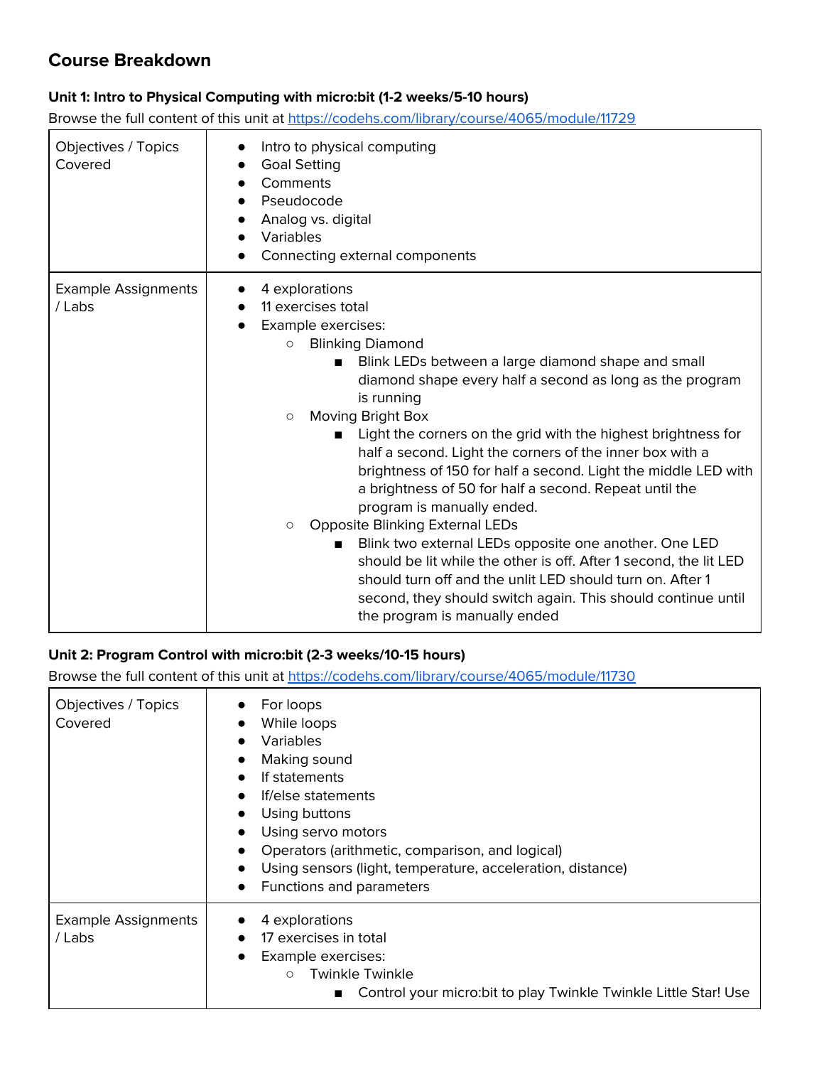## Course Breakdown

### Unit 1: Intro to Physical Computing with micro:bit (1-2 weeks/5-10 hours)

Browse the full content of this unit at https://codehs.com/library/course/4065/module/11729

| | |
|---|---|
| Objectives / Topics Covered | • Intro to physical computing<br>• Goal Setting<br>• Comments<br>• Pseudocode<br>• Analog vs. digital<br>• Variables<br>• Connecting external components |
| Example Assignments / Labs | • 4 explorations<br>• 11 exercises total<br>• Example exercises:<br>  ○ Blinking Diamond<br>    ■ Blink LEDs between a large diamond shape and small diamond shape every half a second as long as the program is running<br>  ○ Moving Bright Box<br>    ■ Light the corners on the grid with the highest brightness for half a second. Light the corners of the inner box with a brightness of 150 for half a second. Light the middle LED with a brightness of 50 for half a second. Repeat until the program is manually ended.<br>  ○ Opposite Blinking External LEDs<br>    ■ Blink two external LEDs opposite one another. One LED should be lit while the other is off. After 1 second, the lit LED should turn off and the unlit LED should turn on. After 1 second, they should switch again. This should continue until the program is manually ended |

### Unit 2: Program Control with micro:bit (2-3 weeks/10-15 hours)

Browse the full content of this unit at https://codehs.com/library/course/4065/module/11730

| | |
|---|---|
| Objectives / Topics Covered | • For loops<br>• While loops<br>• Variables<br>• Making sound<br>• If statements<br>• If/else statements<br>• Using buttons<br>• Using servo motors<br>• Operators (arithmetic, comparison, and logical)<br>• Using sensors (light, temperature, acceleration, distance)<br>• Functions and parameters |
| Example Assignments / Labs | • 4 explorations<br>• 17 exercises in total<br>• Example exercises:<br>  ○ Twinkle Twinkle<br>    ■ Control your micro:bit to play Twinkle Twinkle Little Star! Use |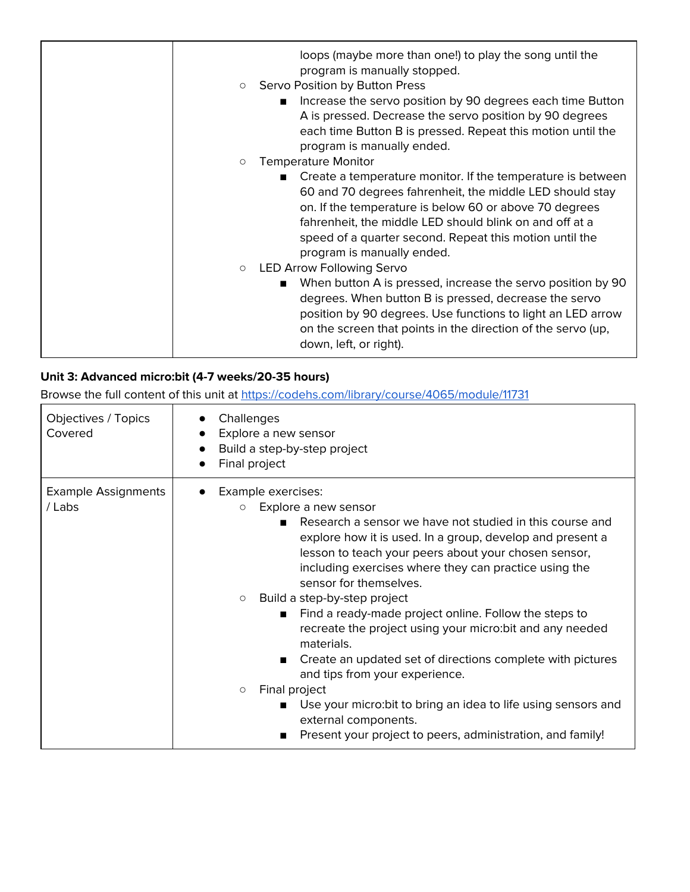| | |
|---|---|
| | loops (maybe more than one!) to play the song until the program is manually stopped.<br>○ Servo Position by Button Press<br>■ Increase the servo position by 90 degrees each time Button A is pressed. Decrease the servo position by 90 degrees each time Button B is pressed. Repeat this motion until the program is manually ended.<br>○ Temperature Monitor<br>■ Create a temperature monitor. If the temperature is between 60 and 70 degrees fahrenheit, the middle LED should stay on. If the temperature is below 60 or above 70 degrees fahrenheit, the middle LED should blink on and off at a speed of a quarter second. Repeat this motion until the program is manually ended.<br>○ LED Arrow Following Servo<br>■ When button A is pressed, increase the servo position by 90 degrees. When button B is pressed, decrease the servo position by 90 degrees. Use functions to light an LED arrow on the screen that points in the direction of the servo (up, down, left, or right). |

**Unit 3: Advanced micro:bit (4-7 weeks/20-35 hours)**

Browse the full content of this unit at [https://codehs.com/library/course/4065/module/11731](https://codehs.com/library/course/4065/module/11731)

| | |
|---|---|
| Objectives / Topics Covered | ● Challenges<br>● Explore a new sensor<br>● Build a step-by-step project<br>● Final project |
| Example Assignments / Labs | ● Example exercises:<br>○ Explore a new sensor<br>■ Research a sensor we have not studied in this course and explore how it is used. In a group, develop and present a lesson to teach your peers about your chosen sensor, including exercises where they can practice using the sensor for themselves.<br>○ Build a step-by-step project<br>■ Find a ready-made project online. Follow the steps to recreate the project using your micro:bit and any needed materials.<br>■ Create an updated set of directions complete with pictures and tips from your experience.<br>○ Final project<br>■ Use your micro:bit to bring an idea to life using sensors and external components.<br>■ Present your project to peers, administration, and family! |